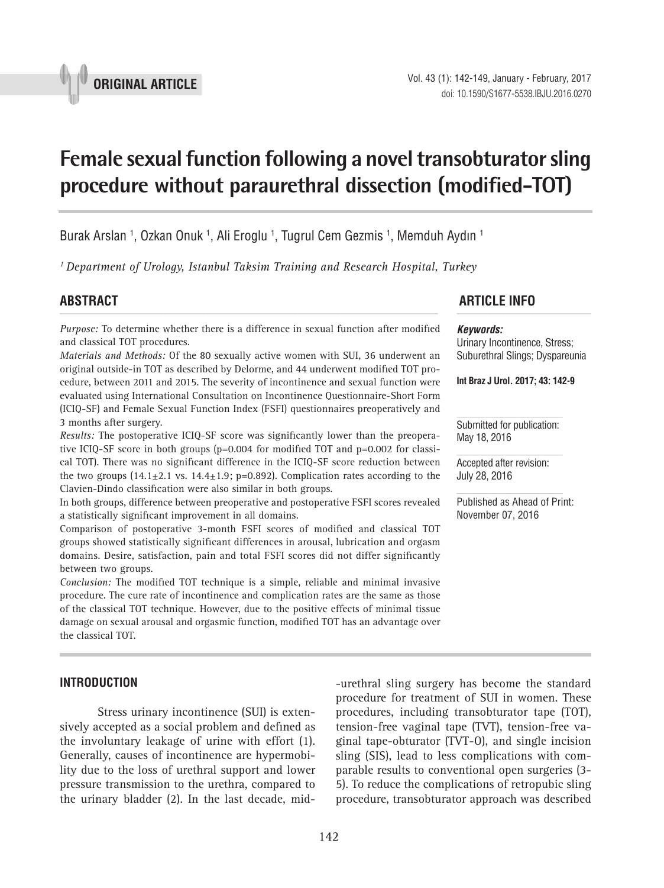ORIGINAL ARTICLE

# Female sexual function following a novel transobturator sling procedure without paraurethral dissection (modified-TOT)

Burak Arslan [1], Ozkan Onuk [1], Ali Eroglu [1], Tugrul Cem Gezmis [1], Memduh Aydın [1]

[1] *Department of Urology, Istanbul Taksim Training and Research Hospital, Turkey*

## ABSTRACT

*Purpose:* To determine whether there is a difference in sexual function after modified and classical TOT procedures.

*Materials and Methods:* Of the 80 sexually active women with SUI, 36 underwent an original outside-in TOT as described by Delorme, and 44 underwent modified TOT procedure, between 2011 and 2015. The severity of incontinence and sexual function were evaluated using International Consultation on Incontinence Questionnaire-Short Form (ICIQ-SF) and Female Sexual Function Index (FSFI) questionnaires preoperatively and 3 months after surgery.

*Results:* The postoperative ICIQ-SF score was significantly lower than the preoperative ICIQ-SF score in both groups (p=0.004 for modified TOT and p=0.002 for classical TOT). There was no significant difference in the ICIQ-SF score reduction between the two groups (14.1±2.1 vs. 14.4±1.9; p=0.892). Complication rates according to the Clavien-Dindo classification were also similar in both groups.

In both groups, difference between preoperative and postoperative FSFI scores revealed a statistically significant improvement in all domains.

Comparison of postoperative 3-month FSFI scores of modified and classical TOT groups showed statistically significant differences in arousal, lubrication and orgasm domains. Desire, satisfaction, pain and total FSFI scores did not differ significantly between two groups.

*Conclusion:* The modified TOT technique is a simple, reliable and minimal invasive procedure. The cure rate of incontinence and complication rates are the same as those of the classical TOT technique. However, due to the positive effects of minimal tissue damage on sexual arousal and orgasmic function, modified TOT has an advantage over the classical TOT.

## ARTICLE INFO

***Keywords:***
Urinary Incontinence, Stress; Suburethral Slings; Dyspareunia

**Int Braz J Urol. 2017; 43: 142-9**

Submitted for publication:
May 18, 2016

Accepted after revision:
July 28, 2016

Published as Ahead of Print:
November 07, 2016

## INTRODUCTION

Stress urinary incontinence (SUI) is extensively accepted as a social problem and defined as the involuntary leakage of urine with effort (1). Generally, causes of incontinence are hypermobility due to the loss of urethral support and lower pressure transmission to the urethra, compared to the urinary bladder (2). In the last decade, mid-urethral sling surgery has become the standard procedure for treatment of SUI in women. These procedures, including transobturator tape (TOT), tension-free vaginal tape (TVT), tension-free vaginal tape-obturator (TVT-O), and single incision sling (SIS), lead to less complications with comparable results to conventional open surgeries (3-5). To reduce the complications of retropubic sling procedure, transobturator approach was described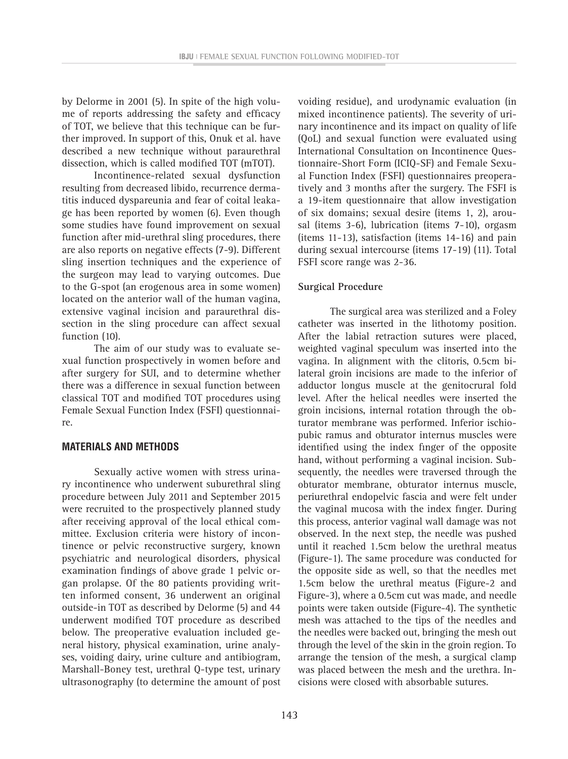by Delorme in 2001 (5). In spite of the high volume of reports addressing the safety and efficacy of TOT, we believe that this technique can be further improved. In support of this, Onuk et al. have described a new technique without paraurethral dissection, which is called modified TOT (mTOT).

Incontinence-related sexual dysfunction resulting from decreased libido, recurrence dermatitis induced dyspareunia and fear of coital leakage has been reported by women (6). Even though some studies have found improvement on sexual function after mid-urethral sling procedures, there are also reports on negative effects (7-9). Different sling insertion techniques and the experience of the surgeon may lead to varying outcomes. Due to the G-spot (an erogenous area in some women) located on the anterior wall of the human vagina, extensive vaginal incision and paraurethral dissection in the sling procedure can affect sexual function (10).

The aim of our study was to evaluate sexual function prospectively in women before and after surgery for SUI, and to determine whether there was a difference in sexual function between classical TOT and modified TOT procedures using Female Sexual Function Index (FSFI) questionnaire.

## MATERIALS AND METHODS

Sexually active women with stress urinary incontinence who underwent suburethral sling procedure between July 2011 and September 2015 were recruited to the prospectively planned study after receiving approval of the local ethical committee. Exclusion criteria were history of incontinence or pelvic reconstructive surgery, known psychiatric and neurological disorders, physical examination findings of above grade 1 pelvic organ prolapse. Of the 80 patients providing written informed consent, 36 underwent an original outside-in TOT as described by Delorme (5) and 44 underwent modified TOT procedure as described below. The preoperative evaluation included general history, physical examination, urine analyses, voiding dairy, urine culture and antibiogram, Marshall-Boney test, urethral Q-type test, urinary ultrasonography (to determine the amount of post voiding residue), and urodynamic evaluation (in mixed incontinence patients). The severity of urinary incontinence and its impact on quality of life (QoL) and sexual function were evaluated using International Consultation on Incontinence Questionnaire-Short Form (ICIQ-SF) and Female Sexual Function Index (FSFI) questionnaires preoperatively and 3 months after the surgery. The FSFI is a 19-item questionnaire that allow investigation of six domains; sexual desire (items 1, 2), arousal (items 3-6), lubrication (items 7-10), orgasm (items 11-13), satisfaction (items 14-16) and pain during sexual intercourse (items 17-19) (11). Total FSFI score range was 2-36.

### Surgical Procedure

The surgical area was sterilized and a Foley catheter was inserted in the lithotomy position. After the labial retraction sutures were placed, weighted vaginal speculum was inserted into the vagina. In alignment with the clitoris, 0.5cm bilateral groin incisions are made to the inferior of adductor longus muscle at the genitocrural fold level. After the helical needles were inserted the groin incisions, internal rotation through the obturator membrane was performed. Inferior ischiopubic ramus and obturator internus muscles were identified using the index finger of the opposite hand, without performing a vaginal incision. Subsequently, the needles were traversed through the obturator membrane, obturator internus muscle, periurethral endopelvic fascia and were felt under the vaginal mucosa with the index finger. During this process, anterior vaginal wall damage was not observed. In the next step, the needle was pushed until it reached 1.5cm below the urethral meatus (Figure-1). The same procedure was conducted for the opposite side as well, so that the needles met 1.5cm below the urethral meatus (Figure-2 and Figure-3), where a 0.5cm cut was made, and needle points were taken outside (Figure-4). The synthetic mesh was attached to the tips of the needles and the needles were backed out, bringing the mesh out through the level of the skin in the groin region. To arrange the tension of the mesh, a surgical clamp was placed between the mesh and the urethra. Incisions were closed with absorbable sutures.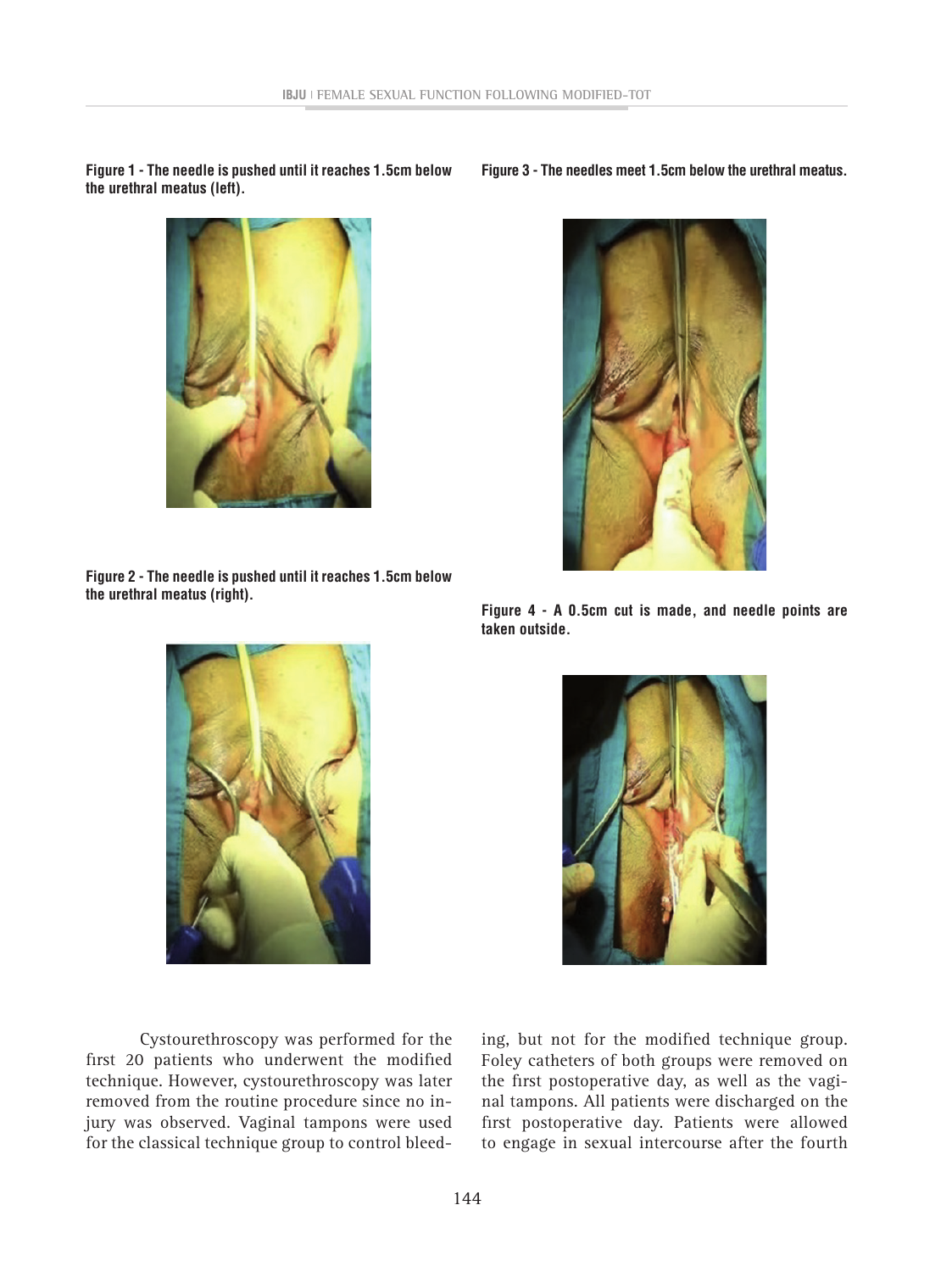Figure 1 - The needle is pushed until it reaches 1.5cm below the urethral meatus (left).

Figure 2 - The needle is pushed until it reaches 1.5cm below the urethral meatus (right).

Figure 3 - The needles meet 1.5cm below the urethral meatus.

Figure 4 - A 0.5cm cut is made, and needle points are taken outside.

Cystourethroscopy was performed for the first 20 patients who underwent the modified technique. However, cystourethroscopy was later removed from the routine procedure since no injury was observed. Vaginal tampons were used for the classical technique group to control bleeding, but not for the modified technique group. Foley catheters of both groups were removed on the first postoperative day, as well as the vaginal tampons. All patients were discharged on the first postoperative day. Patients were allowed to engage in sexual intercourse after the fourth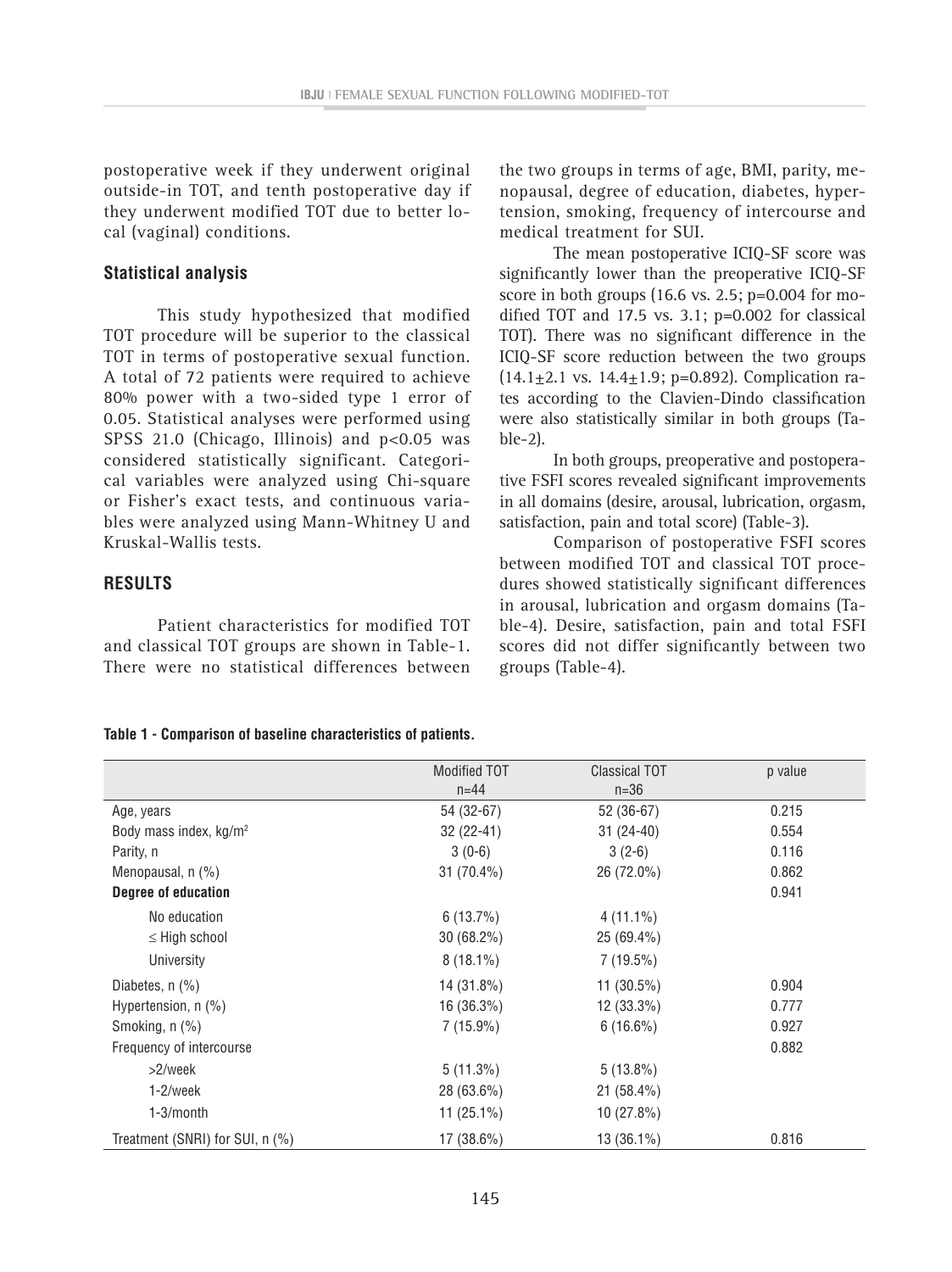postoperative week if they underwent original outside-in TOT, and tenth postoperative day if they underwent modified TOT due to better local (vaginal) conditions.

### Statistical analysis

This study hypothesized that modified TOT procedure will be superior to the classical TOT in terms of postoperative sexual function. A total of 72 patients were required to achieve 80% power with a two-sided type 1 error of 0.05. Statistical analyses were performed using SPSS 21.0 (Chicago, Illinois) and $p<0.05$ was considered statistically significant. Categorical variables were analyzed using Chi-square or Fisher's exact tests, and continuous variables were analyzed using Mann-Whitney U and Kruskal-Wallis tests.

## RESULTS

Patient characteristics for modified TOT and classical TOT groups are shown in Table-1. There were no statistical differences between the two groups in terms of age, BMI, parity, menopausal, degree of education, diabetes, hypertension, smoking, frequency of intercourse and medical treatment for SUI.

The mean postoperative ICIQ-SF score was significantly lower than the preoperative ICIQ-SF score in both groups (16.6 vs. 2.5; p=0.004 for modified TOT and 17.5 vs. 3.1; p=0.002 for classical TOT). There was no significant difference in the ICIQ-SF score reduction between the two groups (14.1±2.1 vs. 14.4±1.9; p=0.892). Complication rates according to the Clavien-Dindo classification were also statistically similar in both groups (Table-2).

In both groups, preoperative and postoperative FSFI scores revealed significant improvements in all domains (desire, arousal, lubrication, orgasm, satisfaction, pain and total score) (Table-3).

Comparison of postoperative FSFI scores between modified TOT and classical TOT procedures showed statistically significant differences in arousal, lubrication and orgasm domains (Table-4). Desire, satisfaction, pain and total FSFI scores did not differ significantly between two groups (Table-4).

**Table 1 - Comparison of baseline characteristics of patients.**

| | Modified TOT n=44 | Classical TOT n=36 | p value |
|---|---|---|---|
| Age, years | 54 (32-67) | 52 (36-67) | 0.215 |
| Body mass index, kg/m$^2$ | 32 (22-41) | 31 (24-40) | 0.554 |
| Parity, n | 3 (0-6) | 3 (2-6) | 0.116 |
| Menopausal, n (%) | 31 (70.4%) | 26 (72.0%) | 0.862 |
| **Degree of education** | | | 0.941 |
| No education | 6 (13.7%) | 4 (11.1%) | |
| ≤ High school | 30 (68.2%) | 25 (69.4%) | |
| University | 8 (18.1%) | 7 (19.5%) | |
| Diabetes, n (%) | 14 (31.8%) | 11 (30.5%) | 0.904 |
| Hypertension, n (%) | 16 (36.3%) | 12 (33.3%) | 0.777 |
| Smoking, n (%) | 7 (15.9%) | 6 (16.6%) | 0.927 |
| Frequency of intercourse | | | 0.882 |
| >2/week | 5 (11.3%) | 5 (13.8%) | |
| 1-2/week | 28 (63.6%) | 21 (58.4%) | |
| 1-3/month | 11 (25.1%) | 10 (27.8%) | |
| Treatment (SNRI) for SUI, n (%) | 17 (38.6%) | 13 (36.1%) | 0.816 |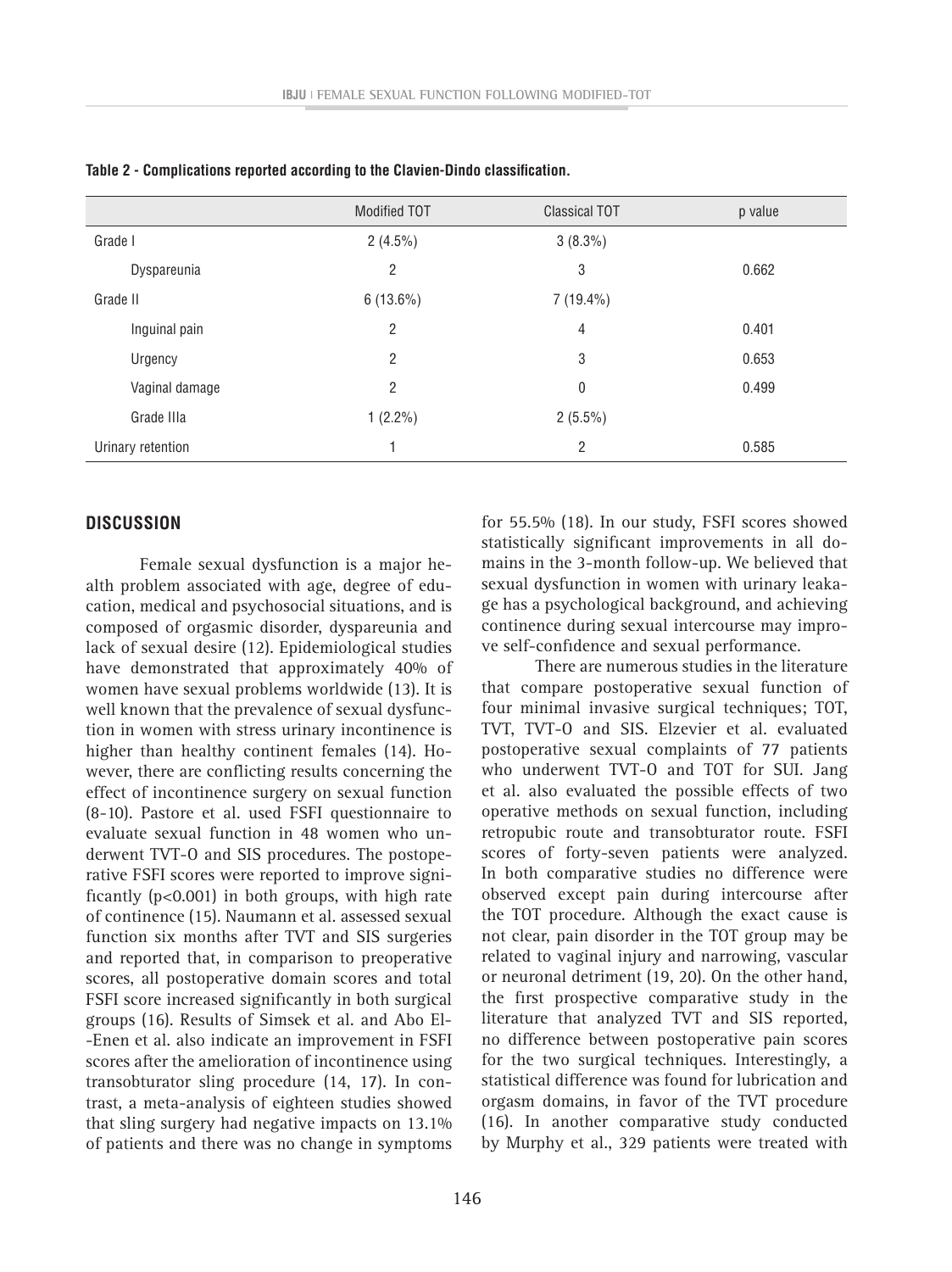**Table 2 - Complications reported according to the Clavien-Dindo classification.**

| | Modified TOT | Classical TOT | p value |
|---|---|---|---|
| Grade I | 2 (4.5%) | 3 (8.3%) | |
| Dyspareunia | 2 | 3 | 0.662 |
| Grade II | 6 (13.6%) | 7 (19.4%) | |
| Inguinal pain | 2 | 4 | 0.401 |
| Urgency | 2 | 3 | 0.653 |
| Vaginal damage | 2 | 0 | 0.499 |
| Grade IIIa | 1 (2.2%) | 2 (5.5%) | |
| Urinary retention | 1 | 2 | 0.585 |

## DISCUSSION

Female sexual dysfunction is a major health problem associated with age, degree of education, medical and psychosocial situations, and is composed of orgasmic disorder, dyspareunia and lack of sexual desire (12). Epidemiological studies have demonstrated that approximately 40% of women have sexual problems worldwide (13). It is well known that the prevalence of sexual dysfunction in women with stress urinary incontinence is higher than healthy continent females (14). However, there are conflicting results concerning the effect of incontinence surgery on sexual function (8-10). Pastore et al. used FSFI questionnaire to evaluate sexual function in 48 women who underwent TVT-O and SIS procedures. The postoperative FSFI scores were reported to improve significantly ($p<0.001$) in both groups, with high rate of continence (15). Naumann et al. assessed sexual function six months after TVT and SIS surgeries and reported that, in comparison to preoperative scores, all postoperative domain scores and total FSFI score increased significantly in both surgical groups (16). Results of Simsek et al. and Abo El-Enen et al. also indicate an improvement in FSFI scores after the amelioration of incontinence using transobturator sling procedure (14, 17). In contrast, a meta-analysis of eighteen studies showed that sling surgery had negative impacts on 13.1% of patients and there was no change in symptoms for 55.5% (18). In our study, FSFI scores showed statistically significant improvements in all domains in the 3-month follow-up. We believed that sexual dysfunction in women with urinary leakage has a psychological background, and achieving continence during sexual intercourse may improve self-confidence and sexual performance.

There are numerous studies in the literature that compare postoperative sexual function of four minimal invasive surgical techniques; TOT, TVT, TVT-O and SIS. Elzevier et al. evaluated postoperative sexual complaints of 77 patients who underwent TVT-O and TOT for SUI. Jang et al. also evaluated the possible effects of two operative methods on sexual function, including retropubic route and transobturator route. FSFI scores of forty-seven patients were analyzed. In both comparative studies no difference were observed except pain during intercourse after the TOT procedure. Although the exact cause is not clear, pain disorder in the TOT group may be related to vaginal injury and narrowing, vascular or neuronal detriment (19, 20). On the other hand, the first prospective comparative study in the literature that analyzed TVT and SIS reported, no difference between postoperative pain scores for the two surgical techniques. Interestingly, a statistical difference was found for lubrication and orgasm domains, in favor of the TVT procedure (16). In another comparative study conducted by Murphy et al., 329 patients were treated with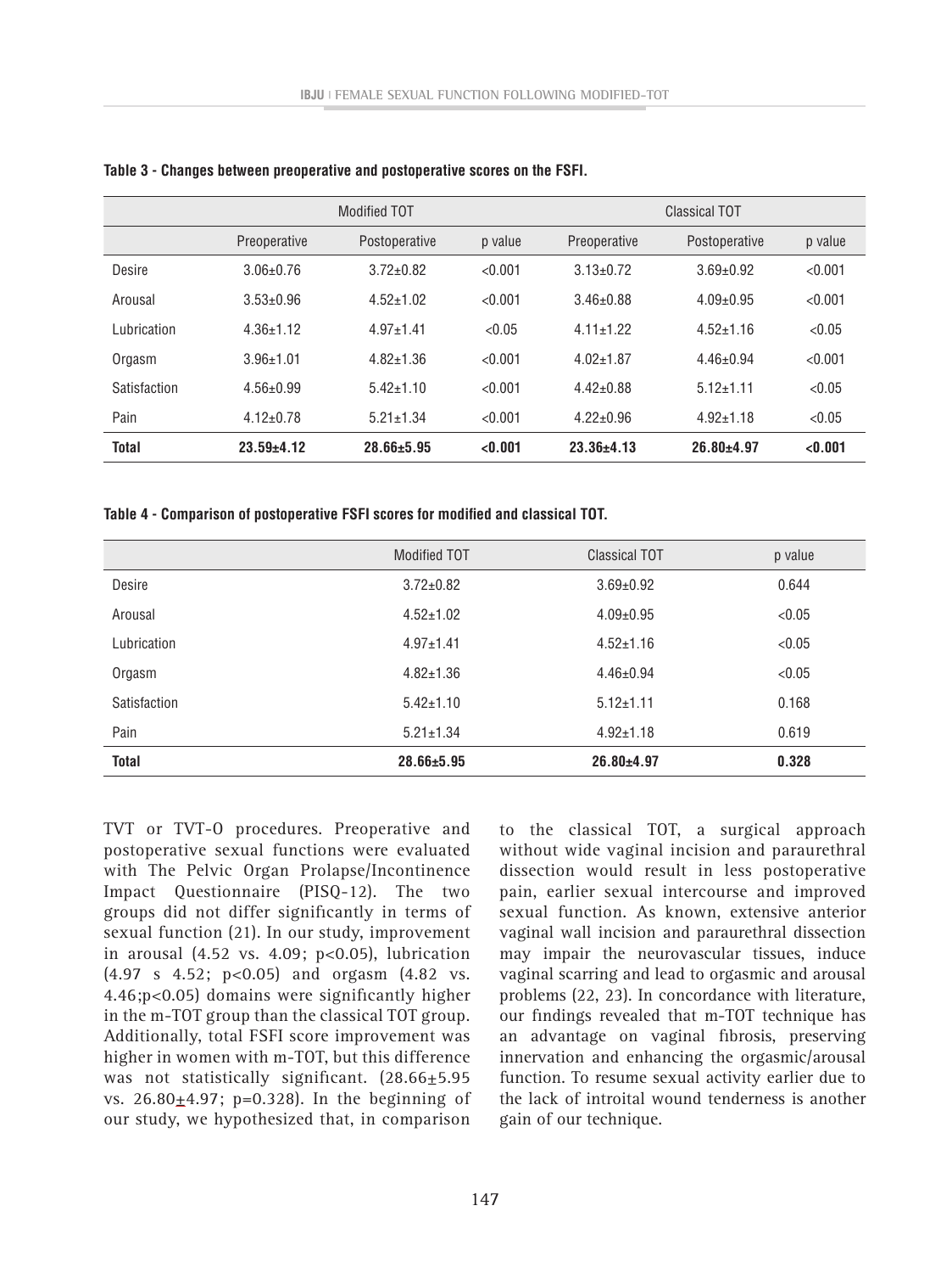**Table 3 - Changes between preoperative and postoperative scores on the FSFI.**

| | Modified TOT | | | Classical TOT | | |
|---|---|---|---|---|---|---|
| | Preoperative | Postoperative | p value | Preoperative | Postoperative | p value |
| Desire | 3.06±0.76 | 3.72±0.82 | <0.001 | 3.13±0.72 | 3.69±0.92 | <0.001 |
| Arousal | 3.53±0.96 | 4.52±1.02 | <0.001 | 3.46±0.88 | 4.09±0.95 | <0.001 |
| Lubrication | 4.36±1.12 | 4.97±1.41 | <0.05 | 4.11±1.22 | 4.52±1.16 | <0.05 |
| Orgasm | 3.96±1.01 | 4.82±1.36 | <0.001 | 4.02±1.87 | 4.46±0.94 | <0.001 |
| Satisfaction | 4.56±0.99 | 5.42±1.10 | <0.001 | 4.42±0.88 | 5.12±1.11 | <0.05 |
| Pain | 4.12±0.78 | 5.21±1.34 | <0.001 | 4.22±0.96 | 4.92±1.18 | <0.05 |
| **Total** | **23.59±4.12** | **28.66±5.95** | **<0.001** | **23.36±4.13** | **26.80±4.97** | **<0.001** |

**Table 4 - Comparison of postoperative FSFI scores for modified and classical TOT.**

| | Modified TOT | Classical TOT | p value |
|---|---|---|---|
| Desire | 3.72±0.82 | 3.69±0.92 | 0.644 |
| Arousal | 4.52±1.02 | 4.09±0.95 | <0.05 |
| Lubrication | 4.97±1.41 | 4.52±1.16 | <0.05 |
| Orgasm | 4.82±1.36 | 4.46±0.94 | <0.05 |
| Satisfaction | 5.42±1.10 | 5.12±1.11 | 0.168 |
| Pain | 5.21±1.34 | 4.92±1.18 | 0.619 |
| **Total** | **28.66±5.95** | **26.80±4.97** | **0.328** |

TVT or TVT-O procedures. Preoperative and postoperative sexual functions were evaluated with The Pelvic Organ Prolapse/Incontinence Impact Questionnaire (PISQ-12). The two groups did not differ significantly in terms of sexual function (21). In our study, improvement in arousal (4.52 vs. 4.09; $p<0.05$), lubrication (4.97 s 4.52; $p<0.05$) and orgasm (4.82 vs. 4.46;$p<0.05$) domains were significantly higher in the m-TOT group than the classical TOT group. Additionally, total FSFI score improvement was higher in women with m-TOT, but this difference was not statistically significant. (28.66±5.95 vs. 26.80±4.97; $p=0.328$). In the beginning of our study, we hypothesized that, in comparison to the classical TOT, a surgical approach without wide vaginal incision and paraurethral dissection would result in less postoperative pain, earlier sexual intercourse and improved sexual function. As known, extensive anterior vaginal wall incision and paraurethral dissection may impair the neurovascular tissues, induce vaginal scarring and lead to orgasmic and arousal problems (22, 23). In concordance with literature, our findings revealed that m-TOT technique has an advantage on vaginal fibrosis, preserving innervation and enhancing the orgasmic/arousal function. To resume sexual activity earlier due to the lack of introital wound tenderness is another gain of our technique.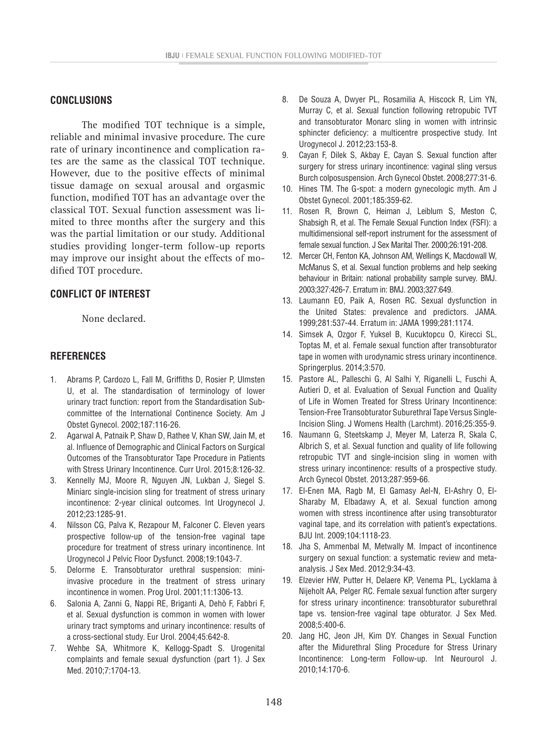## CONCLUSIONS

The modified TOT technique is a simple, reliable and minimal invasive procedure. The cure rate of urinary incontinence and complication rates are the same as the classical TOT technique. However, due to the positive effects of minimal tissue damage on sexual arousal and orgasmic function, modified TOT has an advantage over the classical TOT. Sexual function assessment was limited to three months after the surgery and this was the partial limitation or our study. Additional studies providing longer-term follow-up reports may improve our insight about the effects of modified TOT procedure.

## CONFLICT OF INTEREST

None declared.

## REFERENCES

1. Abrams P, Cardozo L, Fall M, Griffiths D, Rosier P, Ulmsten U, et al. The standardisation of terminology of lower urinary tract function: report from the Standardisation Sub-committee of the International Continence Society. Am J Obstet Gynecol. 2002;187:116-26.
2. Agarwal A, Patnaik P, Shaw D, Rathee V, Khan SW, Jain M, et al. Influence of Demographic and Clinical Factors on Surgical Outcomes of the Transobturator Tape Procedure in Patients with Stress Urinary Incontinence. Curr Urol. 2015;8:126-32.
3. Kennelly MJ, Moore R, Nguyen JN, Lukban J, Siegel S. Miniarc single-incision sling for treatment of stress urinary incontinence: 2-year clinical outcomes. Int Urogynecol J. 2012;23:1285-91.
4. Nilsson CG, Palva K, Rezapour M, Falconer C. Eleven years prospective follow-up of the tension-free vaginal tape procedure for treatment of stress urinary incontinence. Int Urogynecol J Pelvic Floor Dysfunct. 2008;19:1043-7.
5. Delorme E. Transobturator urethral suspension: mini-invasive procedure in the treatment of stress urinary incontinence in women. Prog Urol. 2001;11:1306-13.
6. Salonia A, Zanni G, Nappi RE, Briganti A, Dehò F, Fabbri F, et al. Sexual dysfunction is common in women with lower urinary tract symptoms and urinary incontinence: results of a cross-sectional study. Eur Urol. 2004;45:642-8.
7. Wehbe SA, Whitmore K, Kellogg-Spadt S. Urogenital complaints and female sexual dysfunction (part 1). J Sex Med. 2010;7:1704-13.
8. De Souza A, Dwyer PL, Rosamilia A, Hiscock R, Lim YN, Murray C, et al. Sexual function following retropubic TVT and transobturator Monarc sling in women with intrinsic sphincter deficiency: a multicentre prospective study. Int Urogynecol J. 2012;23:153-8.
9. Cayan F, Dilek S, Akbay E, Cayan S. Sexual function after surgery for stress urinary incontinence: vaginal sling versus Burch colposuspension. Arch Gynecol Obstet. 2008;277:31-6.
10. Hines TM. The G-spot: a modern gynecologic myth. Am J Obstet Gynecol. 2001;185:359-62.
11. Rosen R, Brown C, Heiman J, Leiblum S, Meston C, Shabsigh R, et al. The Female Sexual Function Index (FSFI): a multidimensional self-report instrument for the assessment of female sexual function. J Sex Marital Ther. 2000;26:191-208.
12. Mercer CH, Fenton KA, Johnson AM, Wellings K, Macdowall W, McManus S, et al. Sexual function problems and help seeking behaviour in Britain: national probability sample survey. BMJ. 2003;327:426-7. Erratum in: BMJ. 2003;327:649.
13. Laumann EO, Paik A, Rosen RC. Sexual dysfunction in the United States: prevalence and predictors. JAMA. 1999;281:537-44. Erratum in: JAMA 1999;281:1174.
14. Simsek A, Ozgor F, Yuksel B, Kucuktopcu O, Kirecci SL, Toptas M, et al. Female sexual function after transobturator tape in women with urodynamic stress urinary incontinence. Springerplus. 2014;3:570.
15. Pastore AL, Palleschi G, Al Salhi Y, Riganelli L, Fuschi A, Autieri D, et al. Evaluation of Sexual Function and Quality of Life in Women Treated for Stress Urinary Incontinence: Tension-Free Transobturator Suburethral Tape Versus Single-Incision Sling. J Womens Health (Larchmt). 2016;25:355-9.
16. Naumann G, Steetskamp J, Meyer M, Laterza R, Skala C, Albrich S, et al. Sexual function and quality of life following retropubic TVT and single-incision sling in women with stress urinary incontinence: results of a prospective study. Arch Gynecol Obstet. 2013;287:959-66.
17. El-Enen MA, Ragb M, El Gamasy Ael-N, El-Ashry O, El-Sharaby M, Elbadawy A, et al. Sexual function among women with stress incontinence after using transobturator vaginal tape, and its correlation with patient's expectations. BJU Int. 2009;104:1118-23.
18. Jha S, Ammenbal M, Metwally M. Impact of incontinence surgery on sexual function: a systematic review and meta-analysis. J Sex Med. 2012;9:34-43.
19. Elzevier HW, Putter H, Delaere KP, Venema PL, Lycklama à Nijeholt AA, Pelger RC. Female sexual function after surgery for stress urinary incontinence: transobturator suburethral tape vs. tension-free vaginal tape obturator. J Sex Med. 2008;5:400-6.
20. Jang HC, Jeon JH, Kim DY. Changes in Sexual Function after the Midurethral Sling Procedure for Stress Urinary Incontinence: Long-term Follow-up. Int Neurourol J. 2010;14:170-6.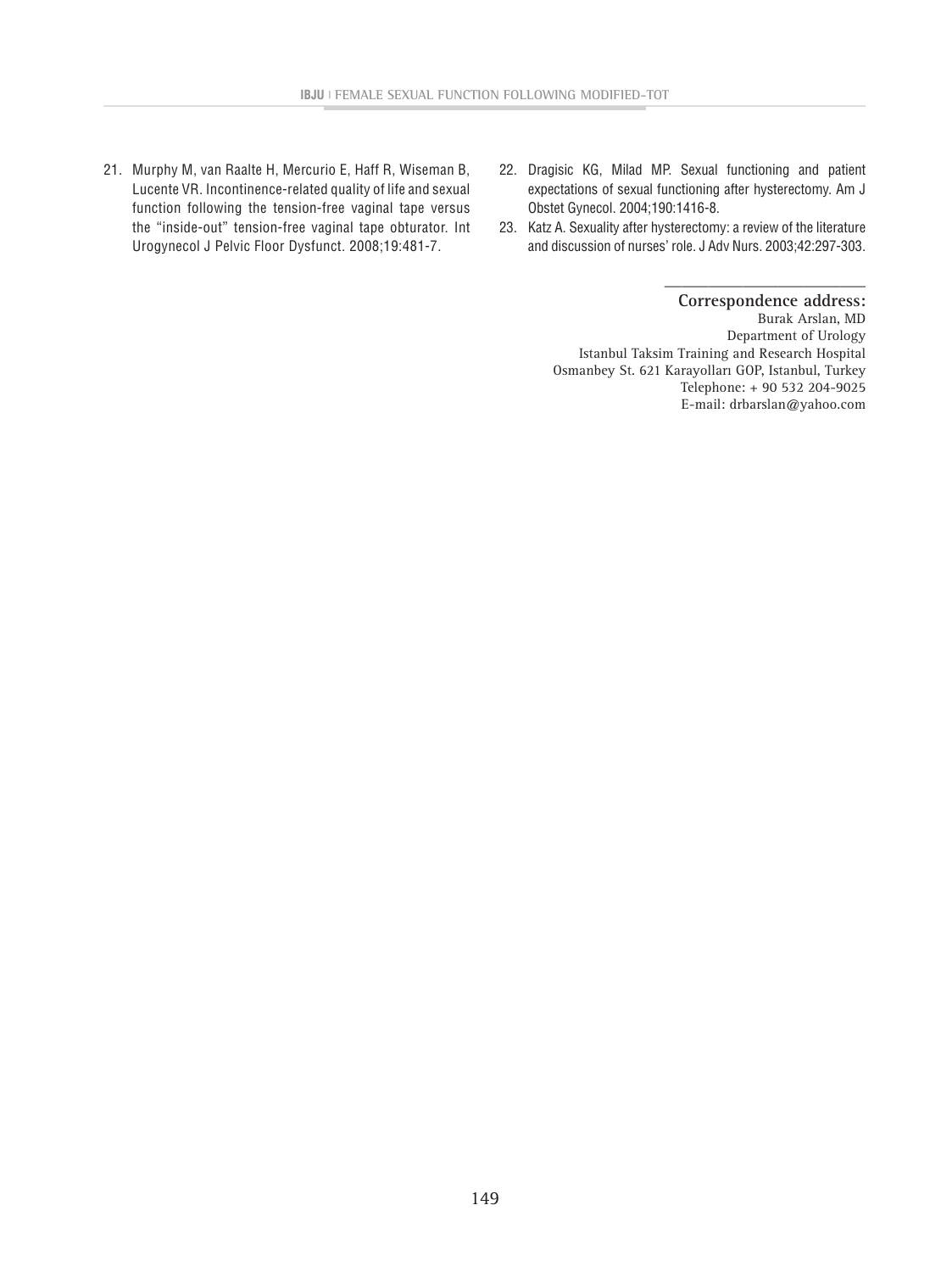21. Murphy M, van Raalte H, Mercurio E, Haff R, Wiseman B, Lucente VR. Incontinence-related quality of life and sexual function following the tension-free vaginal tape versus the "inside-out" tension-free vaginal tape obturator. Int Urogynecol J Pelvic Floor Dysfunct. 2008;19:481-7.
22. Dragisic KG, Milad MP. Sexual functioning and patient expectations of sexual functioning after hysterectomy. Am J Obstet Gynecol. 2004;190:1416-8.
23. Katz A. Sexuality after hysterectomy: a review of the literature and discussion of nurses' role. J Adv Nurs. 2003;42:297-303.

**Correspondence address:**
Burak Arslan, MD
Department of Urology
Istanbul Taksim Training and Research Hospital
Osmanbey St. 621 Karayolları GOP, Istanbul, Turkey
Telephone: + 90 532 204-9025
E-mail: drbarslan@yahoo.com